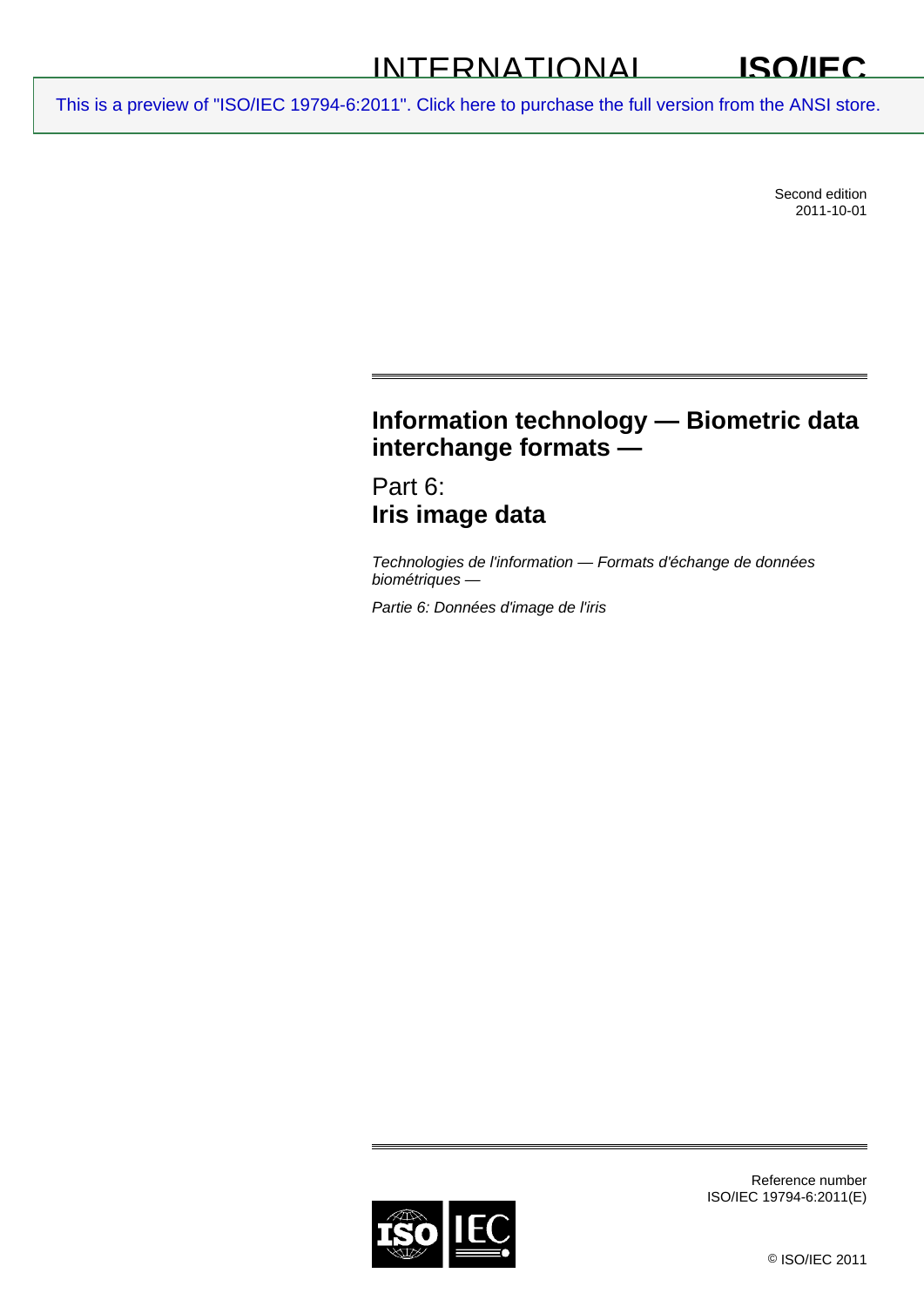INTERNATIONAL STANDARD **ISO/IEC 19794-6**

This is a preview of "ISO/IEC 19794-6:2011". Click here to purchase the full version from the ANSI store.

Second edition
2011-10-01

# Information technology — Biometric data interchange formats —

## Part 6:
## Iris image data

*Technologies de l'information — Formats d'échange de données biométriques —*

*Partie 6: Données d'image de l'iris*

Reference number
ISO/IEC 19794-6:2011(E)

© ISO/IEC 2011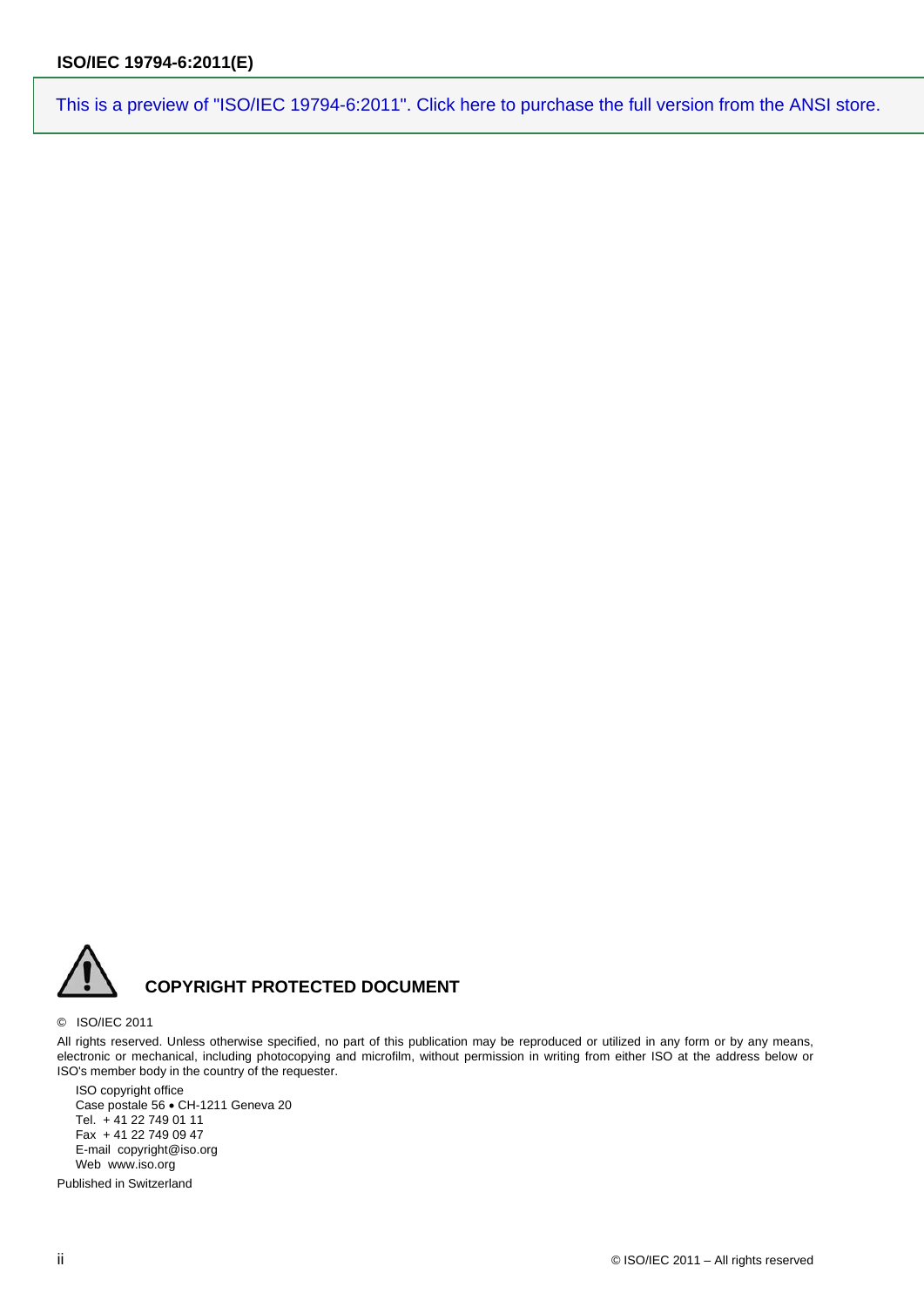This is a preview of "ISO/IEC 19794-6:2011". Click here to purchase the full version from the ANSI store.

**COPYRIGHT PROTECTED DOCUMENT**

© ISO/IEC 2011

All rights reserved. Unless otherwise specified, no part of this publication may be reproduced or utilized in any form or by any means, electronic or mechanical, including photocopying and microfilm, without permission in writing from either ISO at the address below or ISO's member body in the country of the requester.

ISO copyright office
Case postale 56 • CH-1211 Geneva 20
Tel. + 41 22 749 01 11
Fax + 41 22 749 09 47
E-mail copyright@iso.org
Web www.iso.org

Published in Switzerland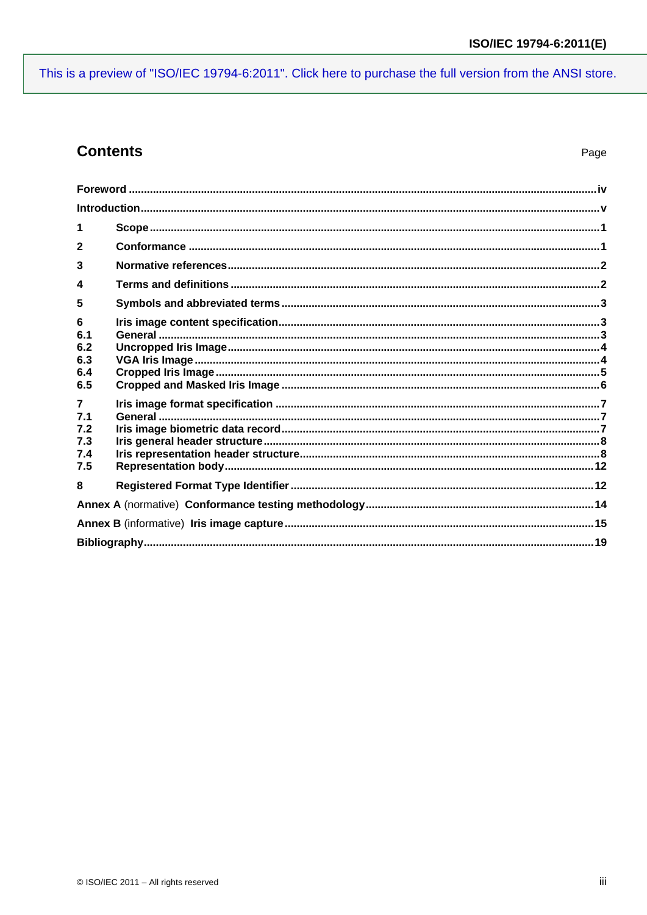## Contents

Page

Foreword ... iv

Introduction ... v

1 Scope ... 1

2 Conformance ... 1

3 Normative references ... 2

4 Terms and definitions ... 2

5 Symbols and abbreviated terms ... 3

6 Iris image content specification ... 3
- 6.1 General ... 3
- 6.2 Uncropped Iris Image ... 4
- 6.3 VGA Iris Image ... 4
- 6.4 Cropped Iris Image ... 5
- 6.5 Cropped and Masked Iris Image ... 6

7 Iris image format specification ... 7
- 7.1 General ... 7
- 7.2 Iris image biometric data record ... 7
- 7.3 Iris general header structure ... 8
- 7.4 Iris representation header structure ... 8
- 7.5 Representation body ... 12

8 Registered Format Type Identifier ... 12

Annex A (normative) Conformance testing methodology ... 14

Annex B (informative) Iris image capture ... 15

Bibliography ... 19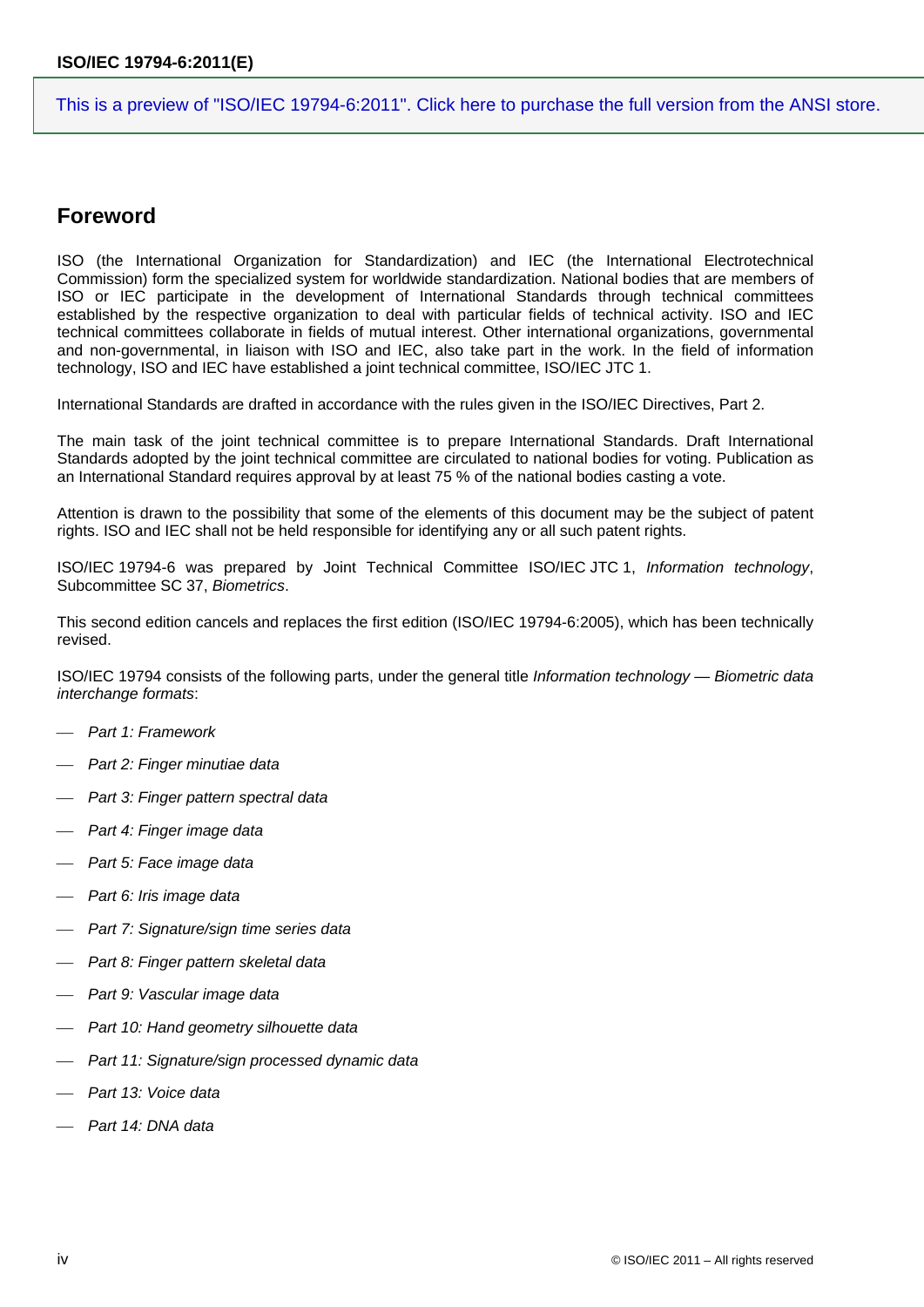## Foreword

ISO (the International Organization for Standardization) and IEC (the International Electrotechnical Commission) form the specialized system for worldwide standardization. National bodies that are members of ISO or IEC participate in the development of International Standards through technical committees established by the respective organization to deal with particular fields of technical activity. ISO and IEC technical committees collaborate in fields of mutual interest. Other international organizations, governmental and non-governmental, in liaison with ISO and IEC, also take part in the work. In the field of information technology, ISO and IEC have established a joint technical committee, ISO/IEC JTC 1.

International Standards are drafted in accordance with the rules given in the ISO/IEC Directives, Part 2.

The main task of the joint technical committee is to prepare International Standards. Draft International Standards adopted by the joint technical committee are circulated to national bodies for voting. Publication as an International Standard requires approval by at least 75 % of the national bodies casting a vote.

Attention is drawn to the possibility that some of the elements of this document may be the subject of patent rights. ISO and IEC shall not be held responsible for identifying any or all such patent rights.

ISO/IEC 19794-6 was prepared by Joint Technical Committee ISO/IEC JTC 1, *Information technology*, Subcommittee SC 37, *Biometrics*.

This second edition cancels and replaces the first edition (ISO/IEC 19794-6:2005), which has been technically revised.

ISO/IEC 19794 consists of the following parts, under the general title *Information technology — Biometric data interchange formats*:

- *Part 1: Framework*
- *Part 2: Finger minutiae data*
- *Part 3: Finger pattern spectral data*
- *Part 4: Finger image data*
- *Part 5: Face image data*
- *Part 6: Iris image data*
- *Part 7: Signature/sign time series data*
- *Part 8: Finger pattern skeletal data*
- *Part 9: Vascular image data*
- *Part 10: Hand geometry silhouette data*
- *Part 11: Signature/sign processed dynamic data*
- *Part 13: Voice data*
- *Part 14: DNA data*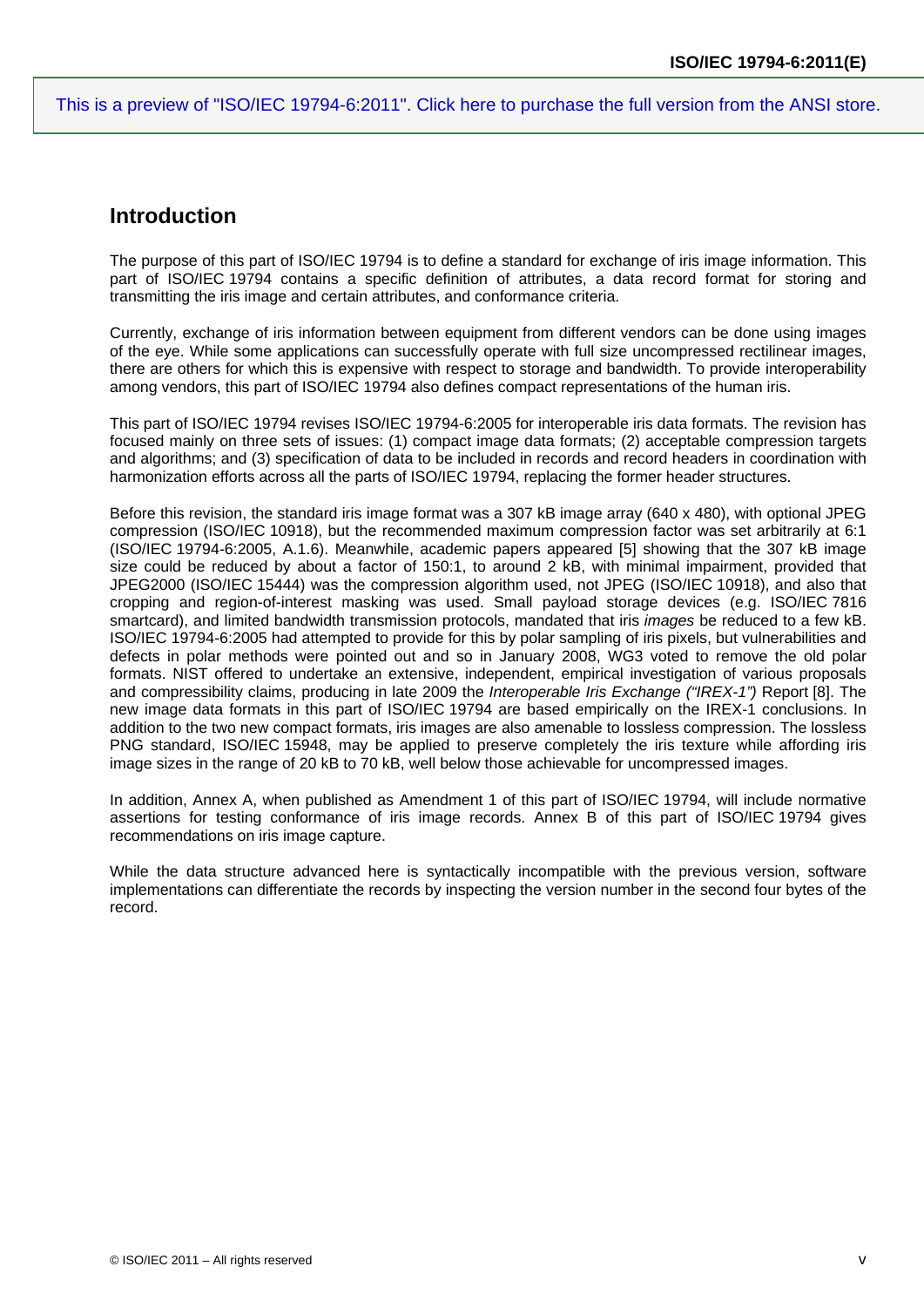This is a preview of "ISO/IEC 19794-6:2011". Click here to purchase the full version from the ANSI store.

## Introduction

The purpose of this part of ISO/IEC 19794 is to define a standard for exchange of iris image information. This part of ISO/IEC 19794 contains a specific definition of attributes, a data record format for storing and transmitting the iris image and certain attributes, and conformance criteria.

Currently, exchange of iris information between equipment from different vendors can be done using images of the eye. While some applications can successfully operate with full size uncompressed rectilinear images, there are others for which this is expensive with respect to storage and bandwidth. To provide interoperability among vendors, this part of ISO/IEC 19794 also defines compact representations of the human iris.

This part of ISO/IEC 19794 revises ISO/IEC 19794-6:2005 for interoperable iris data formats. The revision has focused mainly on three sets of issues: (1) compact image data formats; (2) acceptable compression targets and algorithms; and (3) specification of data to be included in records and record headers in coordination with harmonization efforts across all the parts of ISO/IEC 19794, replacing the former header structures.

Before this revision, the standard iris image format was a 307 kB image array (640 x 480), with optional JPEG compression (ISO/IEC 10918), but the recommended maximum compression factor was set arbitrarily at 6:1 (ISO/IEC 19794-6:2005, A.1.6). Meanwhile, academic papers appeared [5] showing that the 307 kB image size could be reduced by about a factor of 150:1, to around 2 kB, with minimal impairment, provided that JPEG2000 (ISO/IEC 15444) was the compression algorithm used, not JPEG (ISO/IEC 10918), and also that cropping and region-of-interest masking was used. Small payload storage devices (e.g. ISO/IEC 7816 smartcard), and limited bandwidth transmission protocols, mandated that iris *images* be reduced to a few kB. ISO/IEC 19794-6:2005 had attempted to provide for this by polar sampling of iris pixels, but vulnerabilities and defects in polar methods were pointed out and so in January 2008, WG3 voted to remove the old polar formats. NIST offered to undertake an extensive, independent, empirical investigation of various proposals and compressibility claims, producing in late 2009 the *Interoperable Iris Exchange ("IREX-1")* Report [8]. The new image data formats in this part of ISO/IEC 19794 are based empirically on the IREX-1 conclusions. In addition to the two new compact formats, iris images are also amenable to lossless compression. The lossless PNG standard, ISO/IEC 15948, may be applied to preserve completely the iris texture while affording iris image sizes in the range of 20 kB to 70 kB, well below those achievable for uncompressed images.

In addition, Annex A, when published as Amendment 1 of this part of ISO/IEC 19794, will include normative assertions for testing conformance of iris image records. Annex B of this part of ISO/IEC 19794 gives recommendations on iris image capture.

While the data structure advanced here is syntactically incompatible with the previous version, software implementations can differentiate the records by inspecting the version number in the second four bytes of the record.